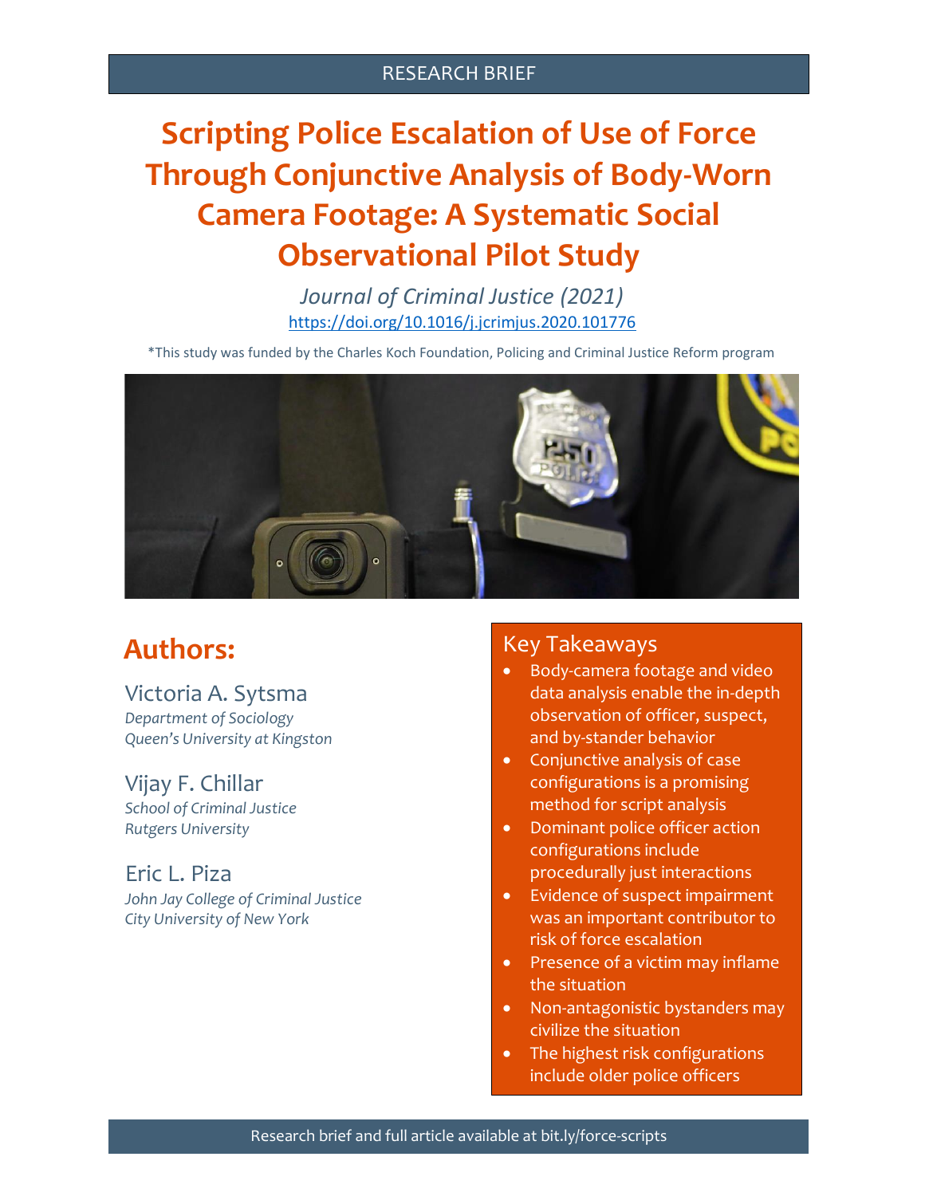RESEARCH BRIEF

# Scripting Police Escalation of Use of Force Through Conjunctive Analysis of Body-Worn Camera Footage: A Systematic Social Observational Pilot Study

*Journal of Criminal Justice (2021)*

https://doi.org/10.1016/j.jcrimjus.2020.101776

*This study was funded by the Charles Koch Foundation, Policing and Criminal Justice Reform program

## Authors:

Victoria A. Sytsma
*Department of Sociology*
*Queen's University at Kingston*

Vijay F. Chillar
*School of Criminal Justice*
*Rutgers University*

Eric L. Piza
*John Jay College of Criminal Justice*
*City University of New York*

## Key Takeaways

- Body-camera footage and video data analysis enable the in-depth observation of officer, suspect, and by-stander behavior
- Conjunctive analysis of case configurations is a promising method for script analysis
- Dominant police officer action configurations include procedurally just interactions
- Evidence of suspect impairment was an important contributor to risk of force escalation
- Presence of a victim may inflame the situation
- Non-antagonistic bystanders may civilize the situation
- The highest risk configurations include older police officers

Research brief and full article available at bit.ly/force-scripts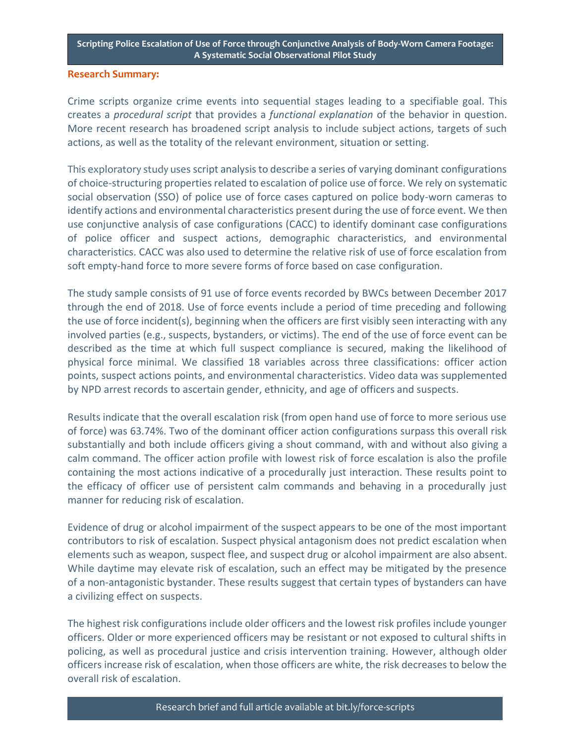# Scripting Police Escalation of Use of Force through Conjunctive Analysis of Body-Worn Camera Footage: A Systematic Social Observational Pilot Study

## Research Summary:

Crime scripts organize crime events into sequential stages leading to a specifiable goal. This creates a *procedural script* that provides a *functional explanation* of the behavior in question. More recent research has broadened script analysis to include subject actions, targets of such actions, as well as the totality of the relevant environment, situation or setting.

This exploratory study uses script analysis to describe a series of varying dominant configurations of choice-structuring properties related to escalation of police use of force. We rely on systematic social observation (SSO) of police use of force cases captured on police body-worn cameras to identify actions and environmental characteristics present during the use of force event. We then use conjunctive analysis of case configurations (CACC) to identify dominant case configurations of police officer and suspect actions, demographic characteristics, and environmental characteristics. CACC was also used to determine the relative risk of use of force escalation from soft empty-hand force to more severe forms of force based on case configuration.

The study sample consists of 91 use of force events recorded by BWCs between December 2017 through the end of 2018. Use of force events include a period of time preceding and following the use of force incident(s), beginning when the officers are first visibly seen interacting with any involved parties (e.g., suspects, bystanders, or victims). The end of the use of force event can be described as the time at which full suspect compliance is secured, making the likelihood of physical force minimal. We classified 18 variables across three classifications: officer action points, suspect actions points, and environmental characteristics. Video data was supplemented by NPD arrest records to ascertain gender, ethnicity, and age of officers and suspects.

Results indicate that the overall escalation risk (from open hand use of force to more serious use of force) was 63.74%. Two of the dominant officer action configurations surpass this overall risk substantially and both include officers giving a shout command, with and without also giving a calm command. The officer action profile with lowest risk of force escalation is also the profile containing the most actions indicative of a procedurally just interaction. These results point to the efficacy of officer use of persistent calm commands and behaving in a procedurally just manner for reducing risk of escalation.

Evidence of drug or alcohol impairment of the suspect appears to be one of the most important contributors to risk of escalation. Suspect physical antagonism does not predict escalation when elements such as weapon, suspect flee, and suspect drug or alcohol impairment are also absent. While daytime may elevate risk of escalation, such an effect may be mitigated by the presence of a non-antagonistic bystander. These results suggest that certain types of bystanders can have a civilizing effect on suspects.

The highest risk configurations include older officers and the lowest risk profiles include younger officers. Older or more experienced officers may be resistant or not exposed to cultural shifts in policing, as well as procedural justice and crisis intervention training. However, although older officers increase risk of escalation, when those officers are white, the risk decreases to below the overall risk of escalation.

Research brief and full article available at bit.ly/force-scripts